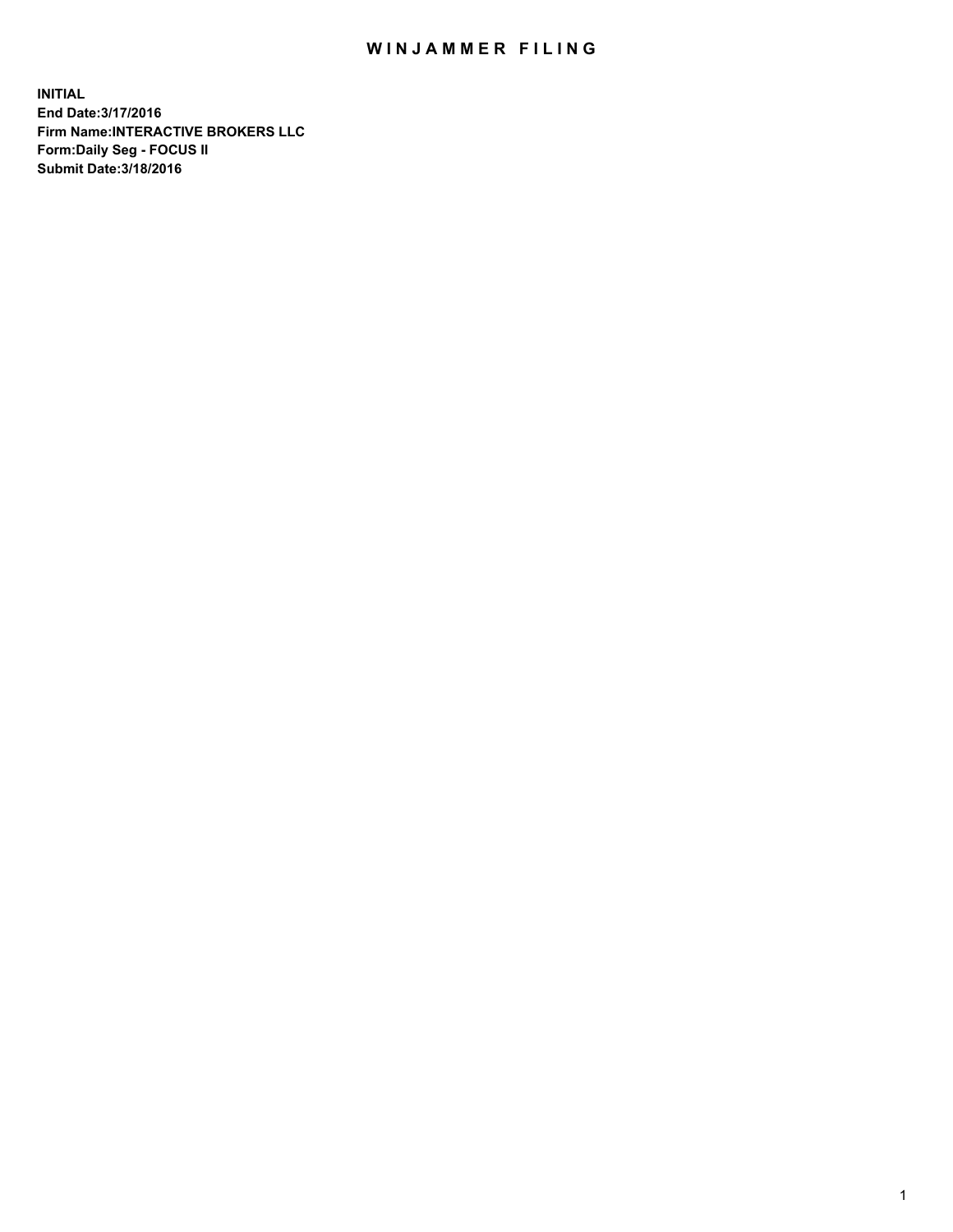# WINJAMMER FILING

**INITIAL**
**End Date:3/17/2016**
**Firm Name:INTERACTIVE BROKERS LLC**
**Form:Daily Seg - FOCUS II**
**Submit Date:3/18/2016**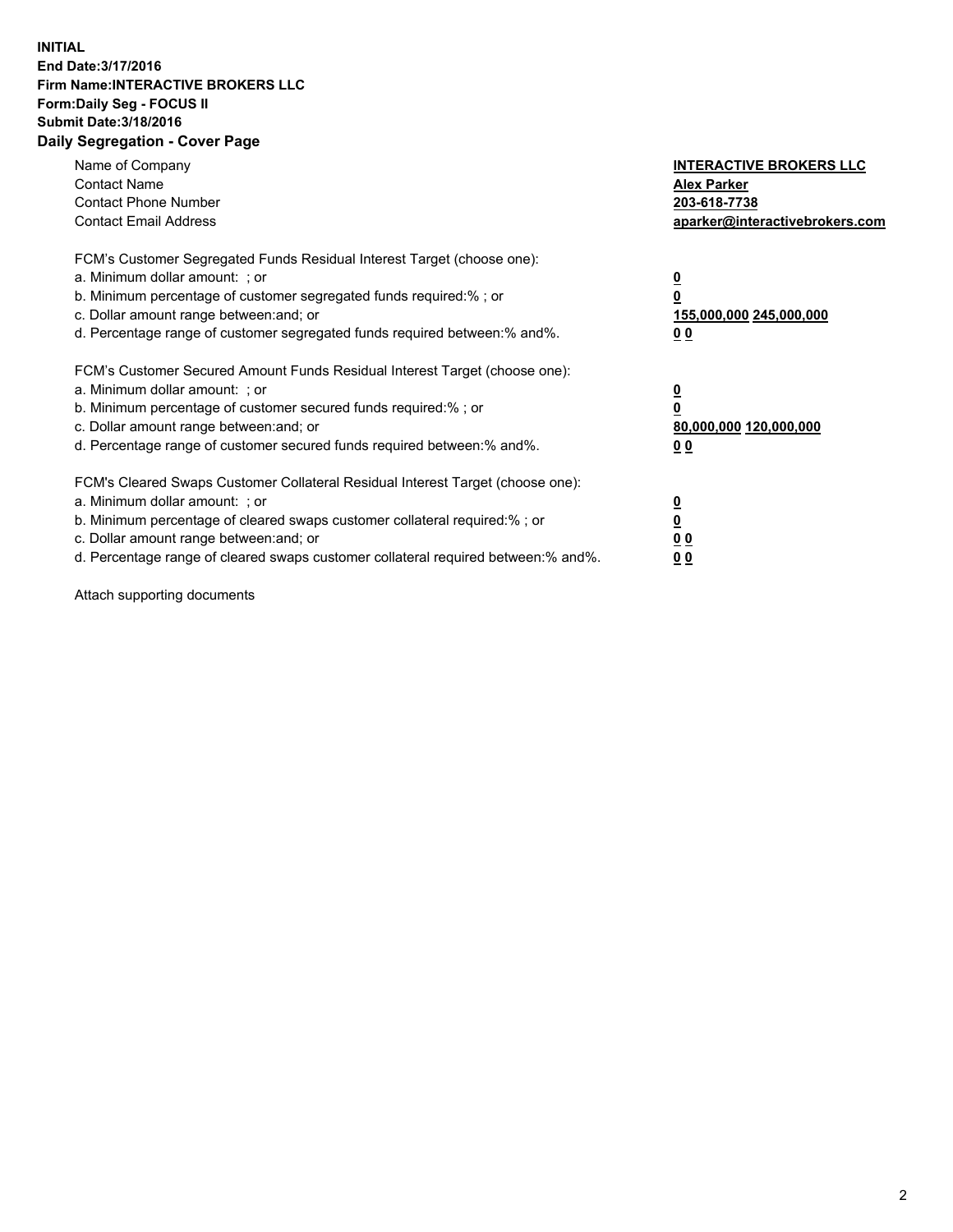**INITIAL**
**End Date:3/17/2016**
**Firm Name:INTERACTIVE BROKERS LLC**
**Form:Daily Seg - FOCUS II**
**Submit Date:3/18/2016**

## Daily Segregation - Cover Page

| | |
|---|---|
| Name of Company | **INTERACTIVE BROKERS LLC** |
| Contact Name | **Alex Parker** |
| Contact Phone Number | **203-618-7738** |
| Contact Email Address | **aparker@interactivebrokers.com** |

| | |
|---|---|
| FCM's Customer Segregated Funds Residual Interest Target (choose one): | |
| a. Minimum dollar amount: ; or | **0** |
| b. Minimum percentage of customer segregated funds required:% ; or | **0** |
| c. Dollar amount range between:and; or | **155,000,000 245,000,000** |
| d. Percentage range of customer segregated funds required between:% and%. | **0 0** |
| FCM's Customer Secured Amount Funds Residual Interest Target (choose one): | |
| a. Minimum dollar amount: ; or | **0** |
| b. Minimum percentage of customer secured funds required:% ; or | **0** |
| c. Dollar amount range between:and; or | **80,000,000 120,000,000** |
| d. Percentage range of customer secured funds required between:% and%. | **0 0** |
| FCM's Cleared Swaps Customer Collateral Residual Interest Target (choose one): | |
| a. Minimum dollar amount: ; or | **0** |
| b. Minimum percentage of cleared swaps customer collateral required:% ; or | **0** |
| c. Dollar amount range between:and; or | **0 0** |
| d. Percentage range of cleared swaps customer collateral required between:% and%. | **0 0** |

Attach supporting documents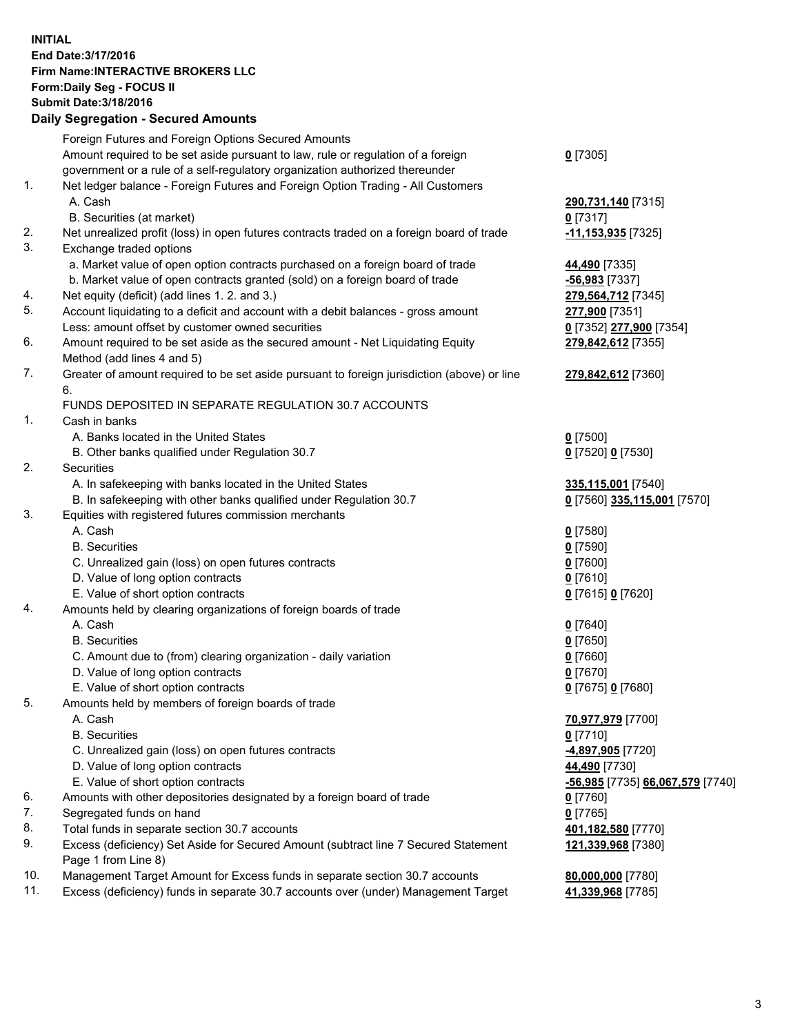**INITIAL**
**End Date:3/17/2016**
**Firm Name:INTERACTIVE BROKERS LLC**
**Form:Daily Seg - FOCUS II**
**Submit Date:3/18/2016**

## Daily Segregation - Secured Amounts

| | | |
|---|---|---|
| | Foreign Futures and Foreign Options Secured Amounts | |
| | Amount required to be set aside pursuant to law, rule or regulation of a foreign government or a rule of a self-regulatory organization authorized thereunder | **0** [7305] |
| 1. | Net ledger balance - Foreign Futures and Foreign Option Trading - All Customers | |
| | A. Cash | **290,731,140** [7315] |
| | B. Securities (at market) | **0** [7317] |
| 2. | Net unrealized profit (loss) in open futures contracts traded on a foreign board of trade | **-11,153,935** [7325] |
| 3. | Exchange traded options | |
| | a. Market value of open option contracts purchased on a foreign board of trade | **44,490** [7335] |
| | b. Market value of open contracts granted (sold) on a foreign board of trade | **-56,983** [7337] |
| 4. | Net equity (deficit) (add lines 1. 2. and 3.) | **279,564,712** [7345] |
| 5. | Account liquidating to a deficit and account with a debit balances - gross amount | **277,900** [7351] |
| | Less: amount offset by customer owned securities | **0** [7352] **277,900** [7354] |
| 6. | Amount required to be set aside as the secured amount - Net Liquidating Equity Method (add lines 4 and 5) | **279,842,612** [7355] |
| 7. | Greater of amount required to be set aside pursuant to foreign jurisdiction (above) or line 6. | **279,842,612** [7360] |
| | FUNDS DEPOSITED IN SEPARATE REGULATION 30.7 ACCOUNTS | |
| 1. | Cash in banks | |
| | A. Banks located in the United States | **0** [7500] |
| | B. Other banks qualified under Regulation 30.7 | **0** [7520] **0** [7530] |
| 2. | Securities | |
| | A. In safekeeping with banks located in the United States | **335,115,001** [7540] |
| | B. In safekeeping with other banks qualified under Regulation 30.7 | **0** [7560] **335,115,001** [7570] |
| 3. | Equities with registered futures commission merchants | |
| | A. Cash | **0** [7580] |
| | B. Securities | **0** [7590] |
| | C. Unrealized gain (loss) on open futures contracts | **0** [7600] |
| | D. Value of long option contracts | **0** [7610] |
| | E. Value of short option contracts | **0** [7615] **0** [7620] |
| 4. | Amounts held by clearing organizations of foreign boards of trade | |
| | A. Cash | **0** [7640] |
| | B. Securities | **0** [7650] |
| | C. Amount due to (from) clearing organization - daily variation | **0** [7660] |
| | D. Value of long option contracts | **0** [7670] |
| | E. Value of short option contracts | **0** [7675] **0** [7680] |
| 5. | Amounts held by members of foreign boards of trade | |
| | A. Cash | **70,977,979** [7700] |
| | B. Securities | **0** [7710] |
| | C. Unrealized gain (loss) on open futures contracts | **-4,897,905** [7720] |
| | D. Value of long option contracts | **44,490** [7730] |
| | E. Value of short option contracts | **-56,985** [7735] **66,067,579** [7740] |
| 6. | Amounts with other depositories designated by a foreign board of trade | **0** [7760] |
| 7. | Segregated funds on hand | **0** [7765] |
| 8. | Total funds in separate section 30.7 accounts | **401,182,580** [7770] |
| 9. | Excess (deficiency) Set Aside for Secured Amount (subtract line 7 Secured Statement Page 1 from Line 8) | **121,339,968** [7380] |
| 10. | Management Target Amount for Excess funds in separate section 30.7 accounts | **80,000,000** [7780] |
| 11. | Excess (deficiency) funds in separate 30.7 accounts over (under) Management Target | **41,339,968** [7785] |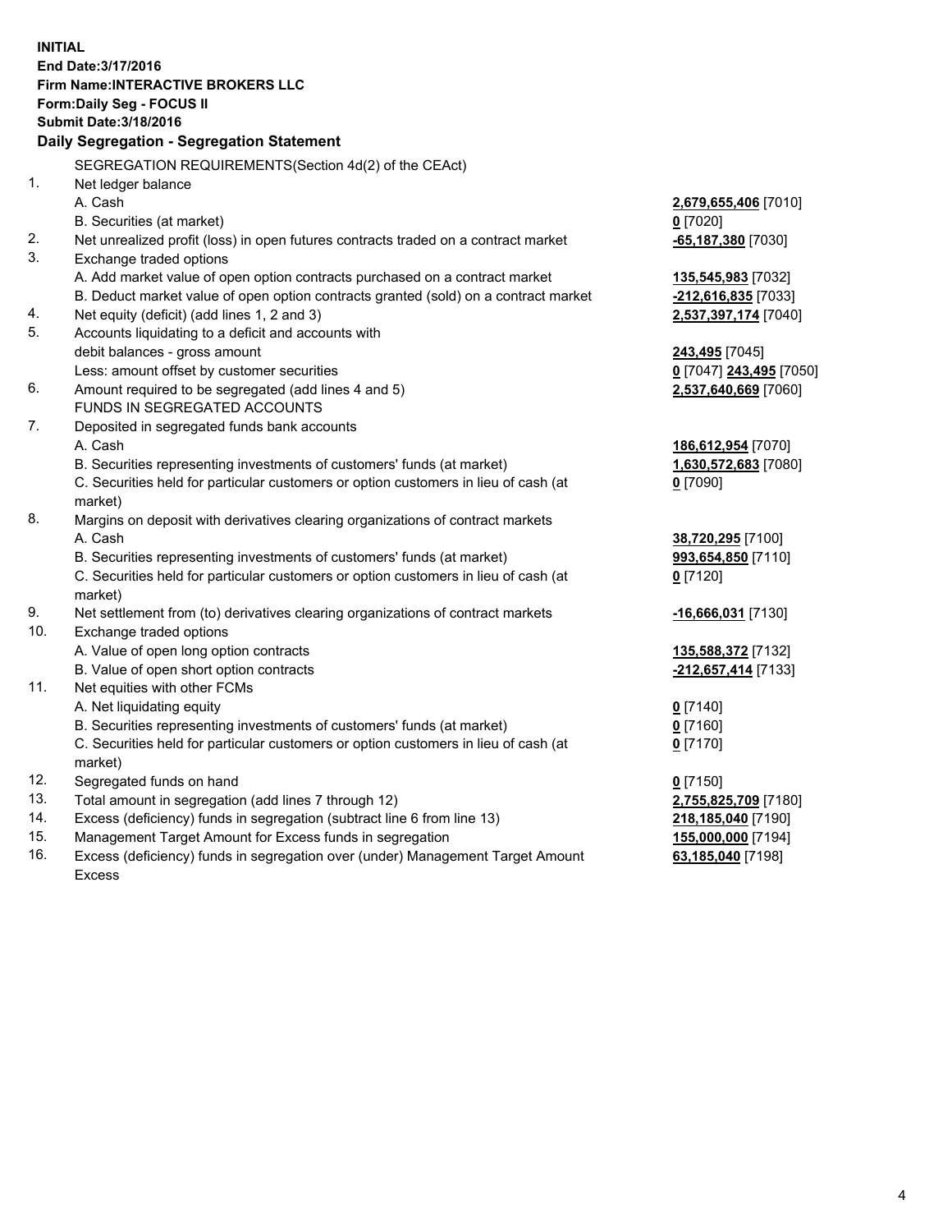**INITIAL**
**End Date:3/17/2016**
**Firm Name:INTERACTIVE BROKERS LLC**
**Form:Daily Seg - FOCUS II**
**Submit Date:3/18/2016**

**Daily Segregation - Segregation Statement**

| | | |
|---|---|---|
| | SEGREGATION REQUIREMENTS(Section 4d(2) of the CEAct) | |
| 1. | Net ledger balance | |
| | A. Cash | **2,679,655,406** [7010] |
| | B. Securities (at market) | **0** [7020] |
| 2. | Net unrealized profit (loss) in open futures contracts traded on a contract market | **-65,187,380** [7030] |
| 3. | Exchange traded options | |
| | A. Add market value of open option contracts purchased on a contract market | **135,545,983** [7032] |
| | B. Deduct market value of open option contracts granted (sold) on a contract market | **-212,616,835** [7033] |
| 4. | Net equity (deficit) (add lines 1, 2 and 3) | **2,537,397,174** [7040] |
| 5. | Accounts liquidating to a deficit and accounts with | |
| | debit balances - gross amount | **243,495** [7045] |
| | Less: amount offset by customer securities | **0** [7047] **243,495** [7050] |
| 6. | Amount required to be segregated (add lines 4 and 5) | **2,537,640,669** [7060] |
| | FUNDS IN SEGREGATED ACCOUNTS | |
| 7. | Deposited in segregated funds bank accounts | |
| | A. Cash | **186,612,954** [7070] |
| | B. Securities representing investments of customers' funds (at market) | **1,630,572,683** [7080] |
| | C. Securities held for particular customers or option customers in lieu of cash (at market) | **0** [7090] |
| 8. | Margins on deposit with derivatives clearing organizations of contract markets | |
| | A. Cash | **38,720,295** [7100] |
| | B. Securities representing investments of customers' funds (at market) | **993,654,850** [7110] |
| | C. Securities held for particular customers or option customers in lieu of cash (at market) | **0** [7120] |
| 9. | Net settlement from (to) derivatives clearing organizations of contract markets | **-16,666,031** [7130] |
| 10. | Exchange traded options | |
| | A. Value of open long option contracts | **135,588,372** [7132] |
| | B. Value of open short option contracts | **-212,657,414** [7133] |
| 11. | Net equities with other FCMs | |
| | A. Net liquidating equity | **0** [7140] |
| | B. Securities representing investments of customers' funds (at market) | **0** [7160] |
| | C. Securities held for particular customers or option customers in lieu of cash (at market) | **0** [7170] |
| 12. | Segregated funds on hand | **0** [7150] |
| 13. | Total amount in segregation (add lines 7 through 12) | **2,755,825,709** [7180] |
| 14. | Excess (deficiency) funds in segregation (subtract line 6 from line 13) | **218,185,040** [7190] |
| 15. | Management Target Amount for Excess funds in segregation | **155,000,000** [7194] |
| 16. | Excess (deficiency) funds in segregation over (under) Management Target Amount Excess | **63,185,040** [7198] |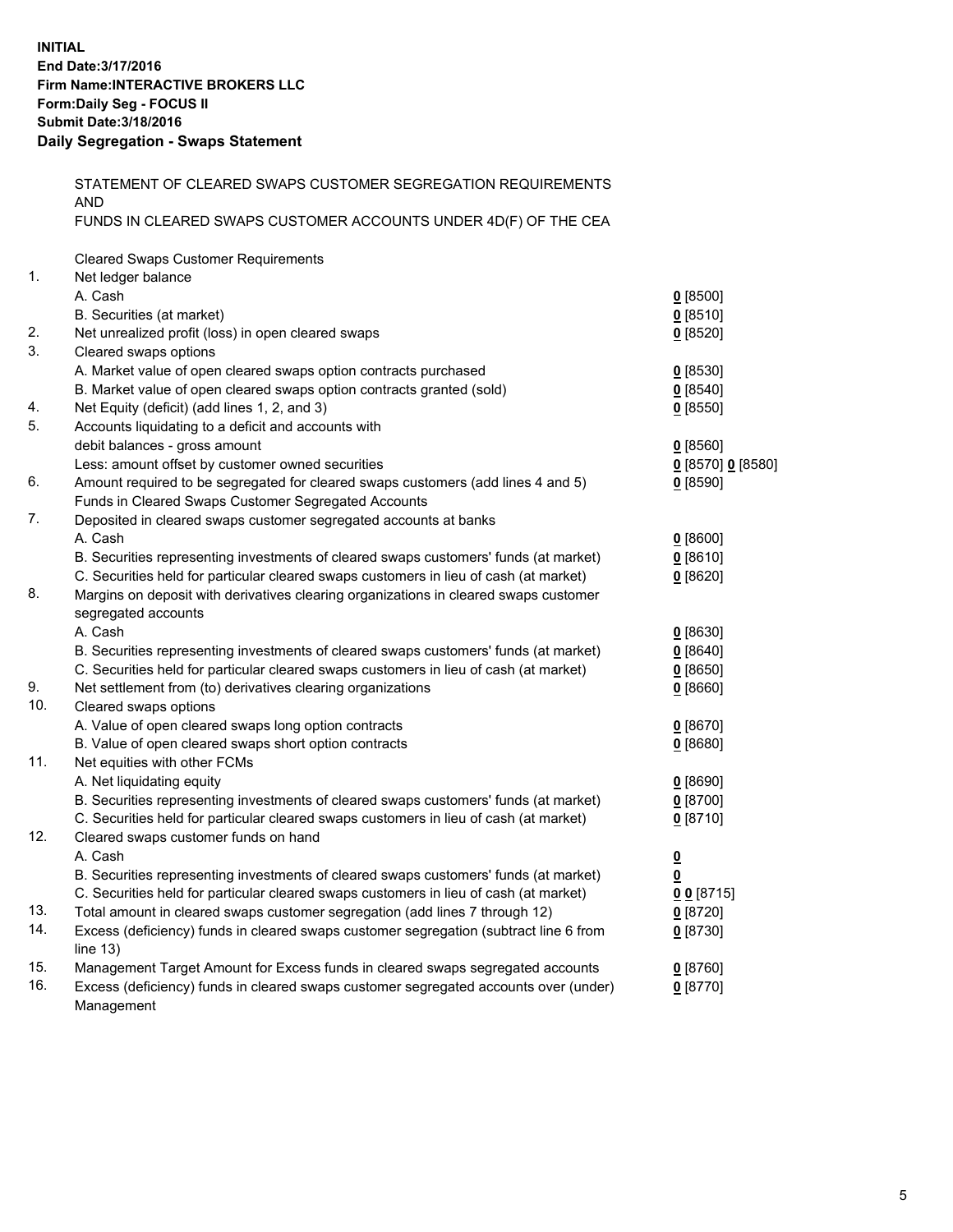**INITIAL**
**End Date:3/17/2016**
**Firm Name:INTERACTIVE BROKERS LLC**
**Form:Daily Seg - FOCUS II**
**Submit Date:3/18/2016**
**Daily Segregation - Swaps Statement**

STATEMENT OF CLEARED SWAPS CUSTOMER SEGREGATION REQUIREMENTS AND FUNDS IN CLEARED SWAPS CUSTOMER ACCOUNTS UNDER 4D(F) OF THE CEA

| | | |
|---|---|---|
| | Cleared Swaps Customer Requirements | |
| 1. | Net ledger balance | |
| | A. Cash | 0 [8500] |
| | B. Securities (at market) | 0 [8510] |
| 2. | Net unrealized profit (loss) in open cleared swaps | 0 [8520] |
| 3. | Cleared swaps options | |
| | A. Market value of open cleared swaps option contracts purchased | 0 [8530] |
| | B. Market value of open cleared swaps option contracts granted (sold) | 0 [8540] |
| 4. | Net Equity (deficit) (add lines 1, 2, and 3) | 0 [8550] |
| 5. | Accounts liquidating to a deficit and accounts with debit balances - gross amount | 0 [8560] |
| | Less: amount offset by customer owned securities | 0 [8570] 0 [8580] |
| 6. | Amount required to be segregated for cleared swaps customers (add lines 4 and 5) | 0 [8590] |
| | Funds in Cleared Swaps Customer Segregated Accounts | |
| 7. | Deposited in cleared swaps customer segregated accounts at banks | |
| | A. Cash | 0 [8600] |
| | B. Securities representing investments of cleared swaps customers' funds (at market) | 0 [8610] |
| | C. Securities held for particular cleared swaps customers in lieu of cash (at market) | 0 [8620] |
| 8. | Margins on deposit with derivatives clearing organizations in cleared swaps customer segregated accounts | |
| | A. Cash | 0 [8630] |
| | B. Securities representing investments of cleared swaps customers' funds (at market) | 0 [8640] |
| | C. Securities held for particular cleared swaps customers in lieu of cash (at market) | 0 [8650] |
| 9. | Net settlement from (to) derivatives clearing organizations | 0 [8660] |
| 10. | Cleared swaps options | |
| | A. Value of open cleared swaps long option contracts | 0 [8670] |
| | B. Value of open cleared swaps short option contracts | 0 [8680] |
| 11. | Net equities with other FCMs | |
| | A. Net liquidating equity | 0 [8690] |
| | B. Securities representing investments of cleared swaps customers' funds (at market) | 0 [8700] |
| | C. Securities held for particular cleared swaps customers in lieu of cash (at market) | 0 [8710] |
| 12. | Cleared swaps customer funds on hand | |
| | A. Cash | 0 |
| | B. Securities representing investments of cleared swaps customers' funds (at market) | 0 |
| | C. Securities held for particular cleared swaps customers in lieu of cash (at market) | 0 0 [8715] |
| 13. | Total amount in cleared swaps customer segregation (add lines 7 through 12) | 0 [8720] |
| 14. | Excess (deficiency) funds in cleared swaps customer segregation (subtract line 6 from line 13) | 0 [8730] |
| 15. | Management Target Amount for Excess funds in cleared swaps segregated accounts | 0 [8760] |
| 16. | Excess (deficiency) funds in cleared swaps customer segregated accounts over (under) Management | 0 [8770] |